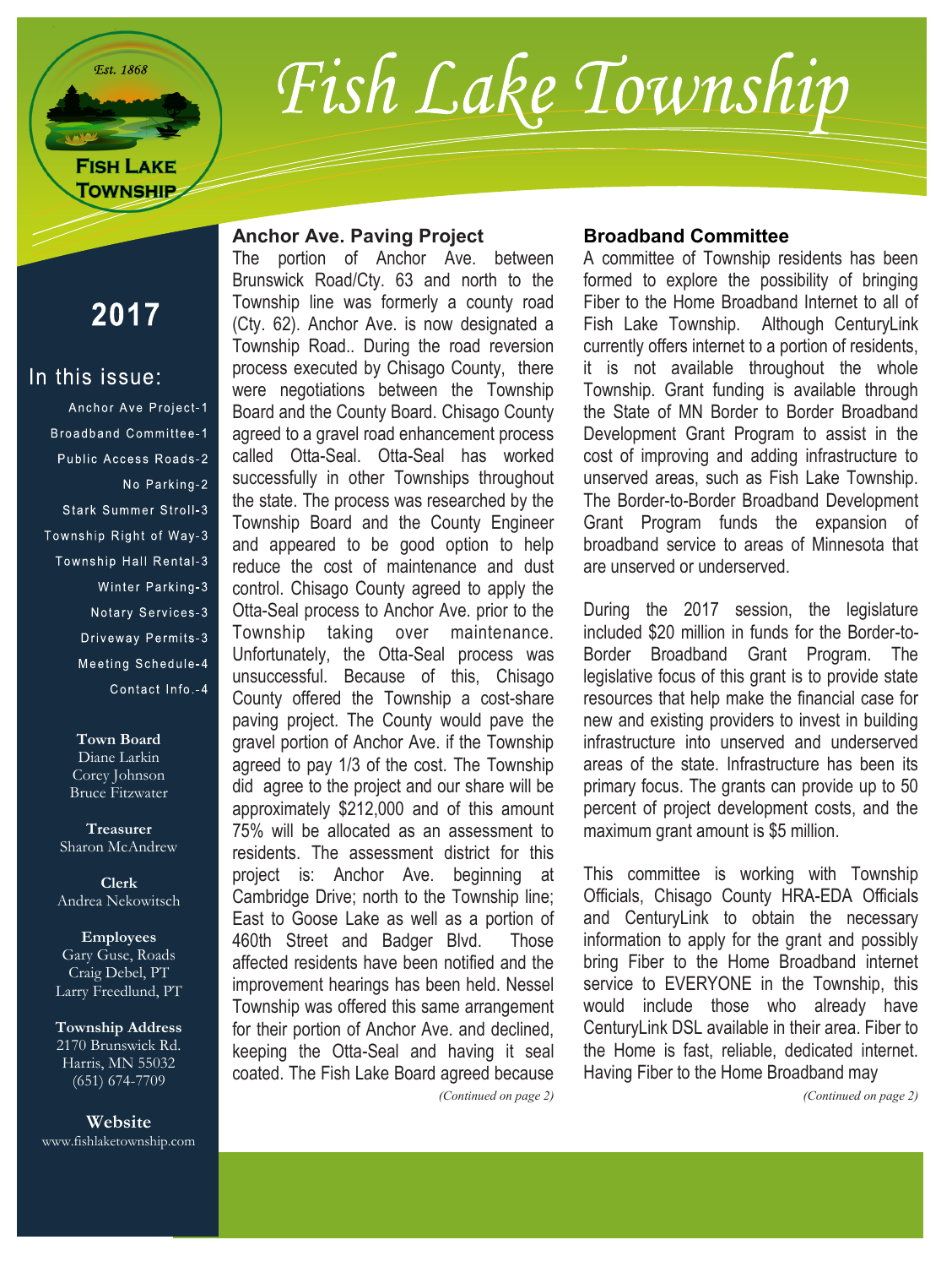# Fish Lake Township

Est. 1868

FISH LAKE TOWNSHIP

## 2017

### In this issue:

- Anchor Ave Project-1
- Broadband Committee-1
- Public Access Roads-2
- No Parking-2
- Stark Summer Stroll-3
- Township Right of Way-3
- Township Hall Rental-3
- Winter Parking-3
- Notary Services-3
- Driveway Permits-3
- Meeting Schedule-4
- Contact Info.-4

**Town Board**
Diane Larkin
Corey Johnson
Bruce Fitzwater

**Treasurer**
Sharon McAndrew

**Clerk**
Andrea Nekowitsch

**Employees**
Gary Guse, Roads
Craig Debel, PT
Larry Freedlund, PT

**Township Address**
2170 Brunswick Rd.
Harris, MN 55032
(651) 674-7709

**Website**
www.fishlaketownship.com

## Anchor Ave. Paving Project

The portion of Anchor Ave. between Brunswick Road/Cty. 63 and north to the Township line was formerly a county road (Cty. 62). Anchor Ave. is now designated a Township Road.. During the road reversion process executed by Chisago County, there were negotiations between the Township Board and the County Board. Chisago County agreed to a gravel road enhancement process called Otta-Seal. Otta-Seal has worked successfully in other Townships throughout the state. The process was researched by the Township Board and the County Engineer and appeared to be good option to help reduce the cost of maintenance and dust control. Chisago County agreed to apply the Otta-Seal process to Anchor Ave. prior to the Township taking over maintenance. Unfortunately, the Otta-Seal process was unsuccessful. Because of this, Chisago County offered the Township a cost-share paving project. The County would pave the gravel portion of Anchor Ave. if the Township agreed to pay 1/3 of the cost. The Township did agree to the project and our share will be approximately $212,000 and of this amount 75% will be allocated as an assessment to residents. The assessment district for this project is: Anchor Ave. beginning at Cambridge Drive; north to the Township line; East to Goose Lake as well as a portion of 460th Street and Badger Blvd. Those affected residents have been notified and the improvement hearings has been held. Nessel Township was offered this same arrangement for their portion of Anchor Ave. and declined, keeping the Otta-Seal and having it seal coated. The Fish Lake Board agreed because

*(Continued on page 2)*

## Broadband Committee

A committee of Township residents has been formed to explore the possibility of bringing Fiber to the Home Broadband Internet to all of Fish Lake Township. Although CenturyLink currently offers internet to a portion of residents, it is not available throughout the whole Township. Grant funding is available through the State of MN Border to Border Broadband Development Grant Program to assist in the cost of improving and adding infrastructure to unserved areas, such as Fish Lake Township. The Border-to-Border Broadband Development Grant Program funds the expansion of broadband service to areas of Minnesota that are unserved or underserved.

During the 2017 session, the legislature included $20 million in funds for the Border-to-Border Broadband Grant Program. The legislative focus of this grant is to provide state resources that help make the financial case for new and existing providers to invest in building infrastructure into unserved and underserved areas of the state. Infrastructure has been its primary focus. The grants can provide up to 50 percent of project development costs, and the maximum grant amount is $5 million.

This committee is working with Township Officials, Chisago County HRA-EDA Officials and CenturyLink to obtain the necessary information to apply for the grant and possibly bring Fiber to the Home Broadband internet service to EVERYONE in the Township, this would include those who already have CenturyLink DSL available in their area. Fiber to the Home is fast, reliable, dedicated internet. Having Fiber to the Home Broadband may

*(Continued on page 2)*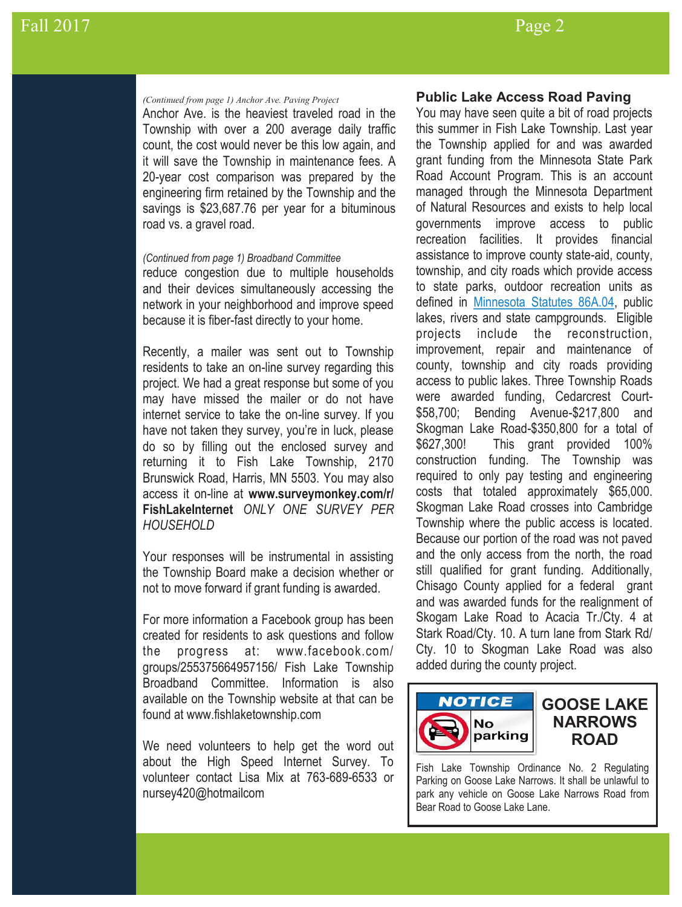*(Continued from page 1) Anchor Ave. Paving Project*

Anchor Ave. is the heaviest traveled road in the Township with over a 200 average daily traffic count, the cost would never be this low again, and it will save the Township in maintenance fees. A 20-year cost comparison was prepared by the engineering firm retained by the Township and the savings is $23,687.76 per year for a bituminous road vs. a gravel road.

*(Continued from page 1) Broadband Committee*

reduce congestion due to multiple households and their devices simultaneously accessing the network in your neighborhood and improve speed because it is fiber-fast directly to your home.

Recently, a mailer was sent out to Township residents to take an on-line survey regarding this project. We had a great response but some of you may have missed the mailer or do not have internet service to take the on-line survey. If you have not taken they survey, you're in luck, please do so by filling out the enclosed survey and returning it to Fish Lake Township, 2170 Brunswick Road, Harris, MN 5503. You may also access it on-line at **www.surveymonkey.com/r/FishLakeInternet** *ONLY ONE SURVEY PER HOUSEHOLD*

Your responses will be instrumental in assisting the Township Board make a decision whether or not to move forward if grant funding is awarded.

For more information a Facebook group has been created for residents to ask questions and follow the progress at: www.facebook.com/groups/255375664957156/ Fish Lake Township Broadband Committee. Information is also available on the Township website at that can be found at www.fishlaketownship.com

We need volunteers to help get the word out about the High Speed Internet Survey. To volunteer contact Lisa Mix at 763-689-6533 or nursey420@hotmailcom

## Public Lake Access Road Paving

You may have seen quite a bit of road projects this summer in Fish Lake Township. Last year the Township applied for and was awarded grant funding from the Minnesota State Park Road Account Program. This is an account managed through the Minnesota Department of Natural Resources and exists to help local governments improve access to public recreation facilities. It provides financial assistance to improve county state-aid, county, township, and city roads which provide access to state parks, outdoor recreation units as defined in Minnesota Statutes 86A.04, public lakes, rivers and state campgrounds. Eligible projects include the reconstruction, improvement, repair and maintenance of county, township and city roads providing access to public lakes. Three Township Roads were awarded funding, Cedarcrest Court-$58,700; Bending Avenue-$217,800 and Skogman Lake Road-$350,800 for a total of $627,300! This grant provided 100% construction funding. The Township was required to only pay testing and engineering costs that totaled approximately $65,000. Skogman Lake Road crosses into Cambridge Township where the public access is located. Because our portion of the road was not paved and the only access from the north, the road still qualified for grant funding. Additionally, Chisago County applied for a federal grant and was awarded funds for the realignment of Skogam Lake Road to Acacia Tr./Cty. 4 at Stark Road/Cty. 10. A turn lane from Stark Rd/ Cty. 10 to Skogman Lake Road was also added during the county project.

**NOTICE**

**No parking**

## GOOSE LAKE NARROWS ROAD

Fish Lake Township Ordinance No. 2 Regulating Parking on Goose Lake Narrows. It shall be unlawful to park any vehicle on Goose Lake Narrows Road from Bear Road to Goose Lake Lane.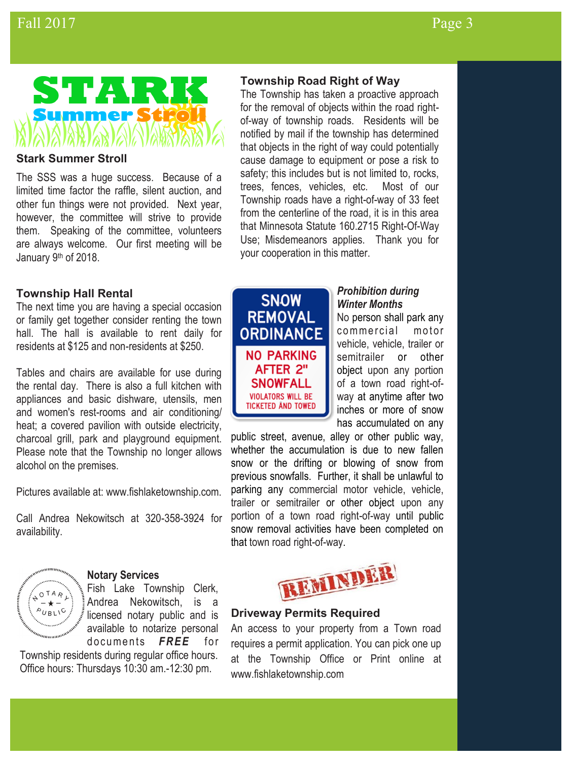## Stark Summer Stroll

The SSS was a huge success. Because of a limited time factor the raffle, silent auction, and other fun things were not provided. Next year, however, the committee will strive to provide them. Speaking of the committee, volunteers are always welcome. Our first meeting will be January 9th of 2018.

## Township Hall Rental

The next time you are having a special occasion or family get together consider renting the town hall. The hall is available to rent daily for residents at $125 and non-residents at $250.

Tables and chairs are available for use during the rental day. There is also a full kitchen with appliances and basic dishware, utensils, men and women's rest-rooms and air conditioning/ heat; a covered pavilion with outside electricity, charcoal grill, park and playground equipment. Please note that the Township no longer allows alcohol on the premises.

Pictures available at: www.fishlaketownship.com.

Call Andrea Nekowitsch at 320-358-3924 for availability.

## Notary Services

Fish Lake Township Clerk, Andrea Nekowitsch, is a licensed notary public and is available to notarize personal documents ***FREE*** for Township residents during regular office hours. Office hours: Thursdays 10:30 am.-12:30 pm.

## Township Road Right of Way

The Township has taken a proactive approach for the removal of objects within the road right-of-way of township roads. Residents will be notified by mail if the township has determined that objects in the right of way could potentially cause damage to equipment or pose a risk to safety; this includes but is not limited to, rocks, trees, fences, vehicles, etc. Most of our Township roads have a right-of-way of 33 feet from the centerline of the road, it is in this area that Minnesota Statute 160.2715 Right-Of-Way Use; Misdemeanors applies. Thank you for your cooperation in this matter.

SNOW REMOVAL ORDINANCE
NO PARKING AFTER 2" SNOWFALL
VIOLATORS WILL BE TICKETED AND TOWED

***Prohibition during Winter Months***

No person shall park any commercial motor vehicle, vehicle, trailer or semitrailer or other object upon any portion of a town road right-of-way at anytime after two inches or more of snow has accumulated on any public street, avenue, alley or other public way, whether the accumulation is due to new fallen snow or the drifting or blowing of snow from previous snowfalls. Further, it shall be unlawful to parking any commercial motor vehicle, vehicle, trailer or semitrailer or other object upon any portion of a town road right-of-way until public snow removal activities have been completed on that town road right-of-way.

REMINDER

## Driveway Permits Required

An access to your property from a Town road requires a permit application. You can pick one up at the Township Office or Print online at www.fishlaketownship.com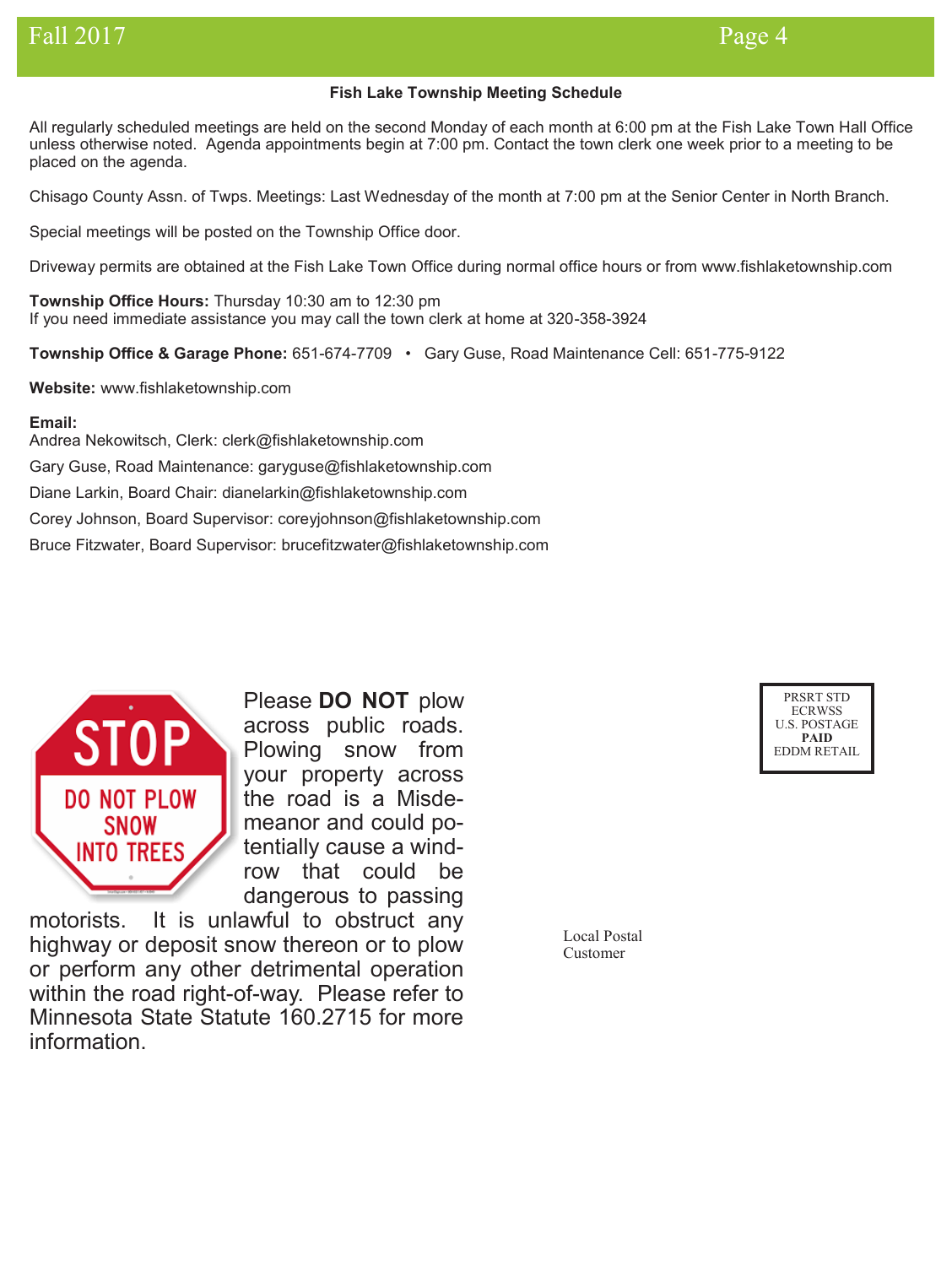## Fish Lake Township Meeting Schedule

All regularly scheduled meetings are held on the second Monday of each month at 6:00 pm at the Fish Lake Town Hall Office unless otherwise noted. Agenda appointments begin at 7:00 pm. Contact the town clerk one week prior to a meeting to be placed on the agenda.

Chisago County Assn. of Twps. Meetings: Last Wednesday of the month at 7:00 pm at the Senior Center in North Branch.

Special meetings will be posted on the Township Office door.

Driveway permits are obtained at the Fish Lake Town Office during normal office hours or from www.fishlaketownship.com

**Township Office Hours:** Thursday 10:30 am to 12:30 pm
If you need immediate assistance you may call the town clerk at home at 320-358-3924

**Township Office & Garage Phone:** 651-674-7709 • Gary Guse, Road Maintenance Cell: 651-775-9122

**Website:** www.fishlaketownship.com

**Email:**

Andrea Nekowitsch, Clerk: clerk@fishlaketownship.com

Gary Guse, Road Maintenance: garyguse@fishlaketownship.com

Diane Larkin, Board Chair: dianelarkin@fishlaketownship.com

Corey Johnson, Board Supervisor: coreyjohnson@fishlaketownship.com

Bruce Fitzwater, Board Supervisor: brucefitzwater@fishlaketownship.com

STOP

DO NOT PLOW SNOW INTO TREES

Please **DO NOT** plow across public roads. Plowing snow from your property across the road is a Misdemeanor and could potentially cause a windrow that could be dangerous to passing motorists. It is unlawful to obstruct any highway or deposit snow thereon or to plow or perform any other detrimental operation within the road right-of-way. Please refer to Minnesota State Statute 160.2715 for more information.

PRSRT STD
ECRWSS
U.S. POSTAGE
**PAID**
EDDM RETAIL

Local Postal
Customer